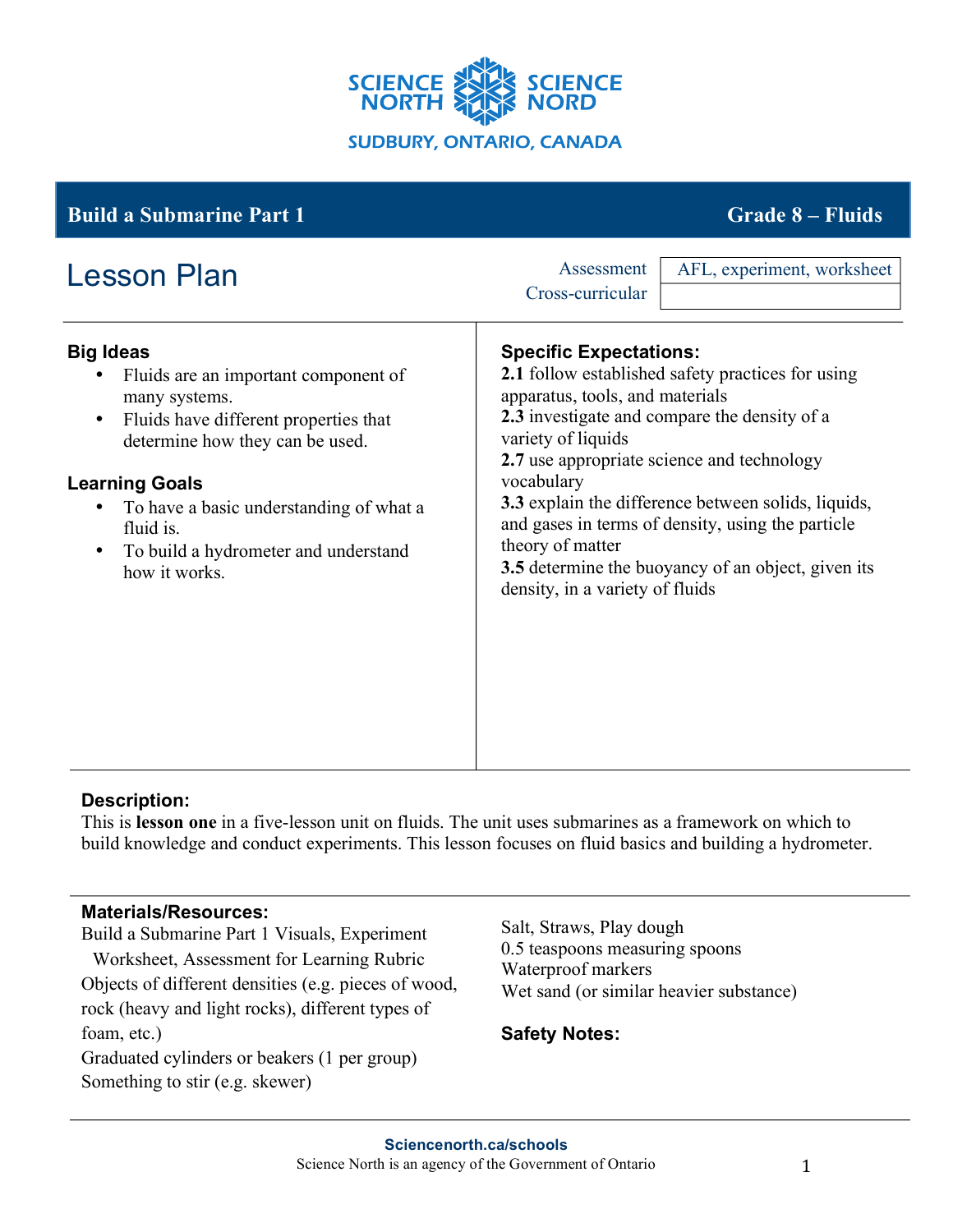SCIENCE NORTH | SCIENCE NORD

SUDBURY, ONTARIO, CANADA

## Build a Submarine Part 1 — Grade 8 – Fluids

# Lesson Plan

| Assessment | AFL, experiment, worksheet |
| --- | --- |
| Cross-curricular | |

### Big Ideas

- Fluids are an important component of many systems.
- Fluids have different properties that determine how they can be used.

### Learning Goals

- To have a basic understanding of what a fluid is.
- To build a hydrometer and understand how it works.

### Specific Expectations:

**2.1** follow established safety practices for using apparatus, tools, and materials
**2.3** investigate and compare the density of a variety of liquids
**2.7** use appropriate science and technology vocabulary
**3.3** explain the difference between solids, liquids, and gases in terms of density, using the particle theory of matter
**3.5** determine the buoyancy of an object, given its density, in a variety of fluids

### Description:

This is **lesson one** in a five-lesson unit on fluids. The unit uses submarines as a framework on which to build knowledge and conduct experiments. This lesson focuses on fluid basics and building a hydrometer.

### Materials/Resources:

Build a Submarine Part 1 Visuals, Experiment Worksheet, Assessment for Learning Rubric
Objects of different densities (e.g. pieces of wood, rock (heavy and light rocks), different types of foam, etc.)
Graduated cylinders or beakers (1 per group)
Something to stir (e.g. skewer)
Salt, Straws, Play dough
0.5 teaspoons measuring spoons
Waterproof markers
Wet sand (or similar heavier substance)

### Safety Notes:

**Sciencenorth.ca/schools**
Science North is an agency of the Government of Ontario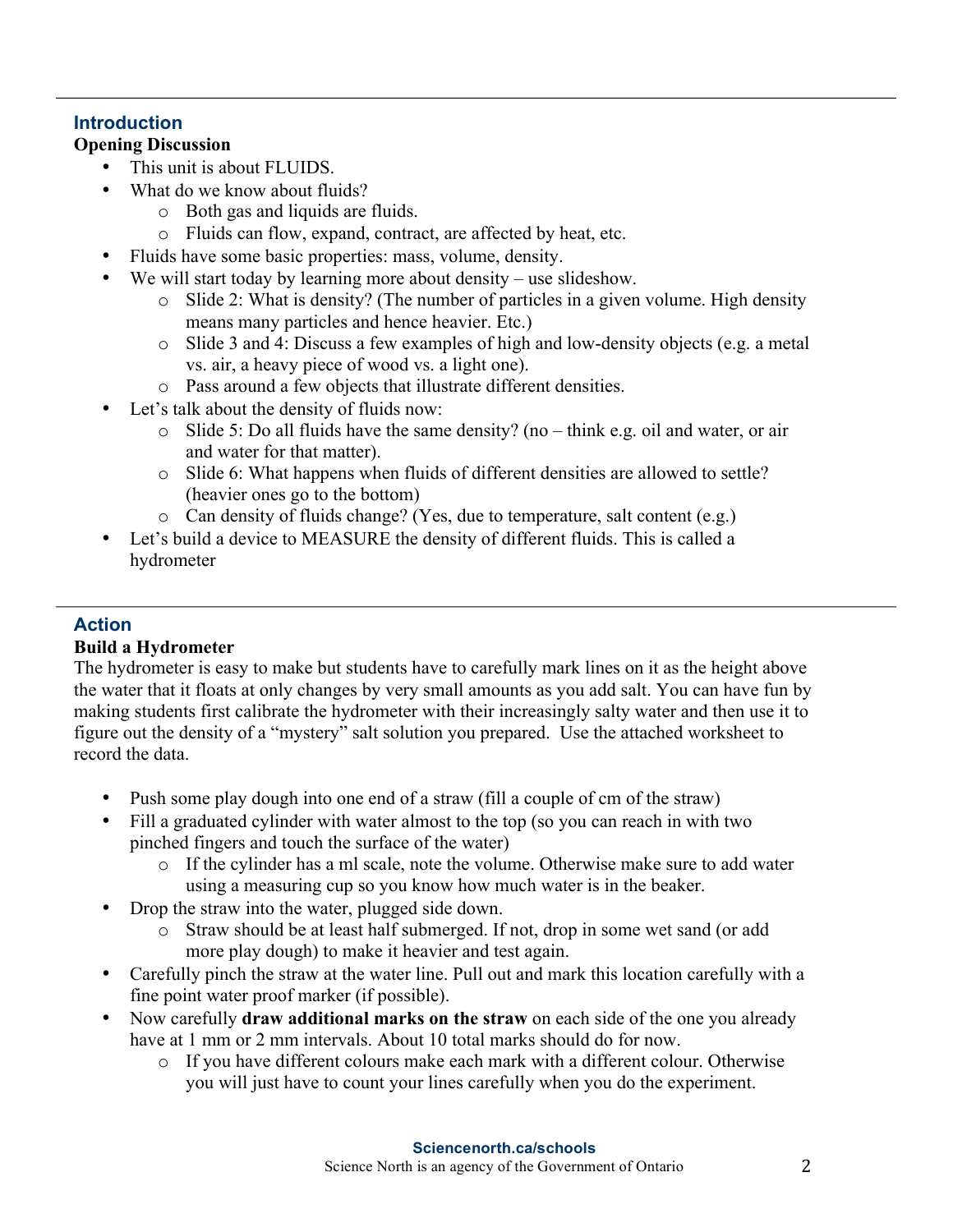## Introduction

**Opening Discussion**

- This unit is about FLUIDS.
- What do we know about fluids?
  - Both gas and liquids are fluids.
  - Fluids can flow, expand, contract, are affected by heat, etc.
- Fluids have some basic properties: mass, volume, density.
- We will start today by learning more about density – use slideshow.
  - Slide 2: What is density? (The number of particles in a given volume. High density means many particles and hence heavier. Etc.)
  - Slide 3 and 4: Discuss a few examples of high and low-density objects (e.g. a metal vs. air, a heavy piece of wood vs. a light one).
  - Pass around a few objects that illustrate different densities.
- Let's talk about the density of fluids now:
  - Slide 5: Do all fluids have the same density? (no – think e.g. oil and water, or air and water for that matter).
  - Slide 6: What happens when fluids of different densities are allowed to settle? (heavier ones go to the bottom)
  - Can density of fluids change? (Yes, due to temperature, salt content (e.g.)
- Let's build a device to MEASURE the density of different fluids. This is called a hydrometer

## Action

**Build a Hydrometer**

The hydrometer is easy to make but students have to carefully mark lines on it as the height above the water that it floats at only changes by very small amounts as you add salt. You can have fun by making students first calibrate the hydrometer with their increasingly salty water and then use it to figure out the density of a "mystery" salt solution you prepared. Use the attached worksheet to record the data.

- Push some play dough into one end of a straw (fill a couple of cm of the straw)
- Fill a graduated cylinder with water almost to the top (so you can reach in with two pinched fingers and touch the surface of the water)
  - If the cylinder has a ml scale, note the volume. Otherwise make sure to add water using a measuring cup so you know how much water is in the beaker.
- Drop the straw into the water, plugged side down.
  - Straw should be at least half submerged. If not, drop in some wet sand (or add more play dough) to make it heavier and test again.
- Carefully pinch the straw at the water line. Pull out and mark this location carefully with a fine point water proof marker (if possible).
- Now carefully **draw additional marks on the straw** on each side of the one you already have at 1 mm or 2 mm intervals. About 10 total marks should do for now.
  - If you have different colours make each mark with a different colour. Otherwise you will just have to count your lines carefully when you do the experiment.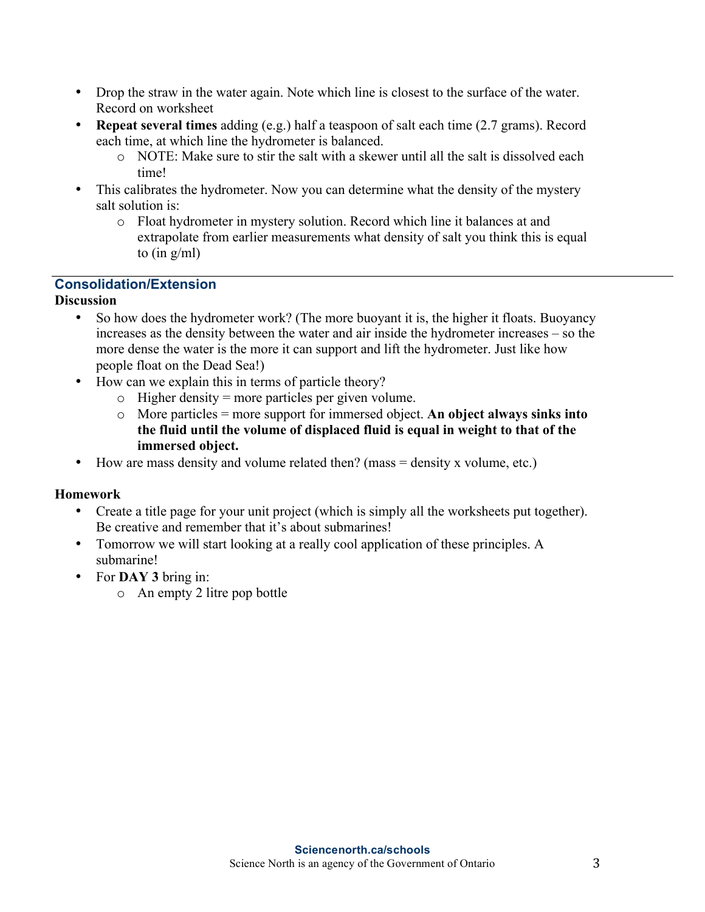- Drop the straw in the water again. Note which line is closest to the surface of the water. Record on worksheet
- **Repeat several times** adding (e.g.) half a teaspoon of salt each time (2.7 grams). Record each time, at which line the hydrometer is balanced.
    - NOTE: Make sure to stir the salt with a skewer until all the salt is dissolved each time!
- This calibrates the hydrometer. Now you can determine what the density of the mystery salt solution is:
    - Float hydrometer in mystery solution. Record which line it balances at and extrapolate from earlier measurements what density of salt you think this is equal to (in g/ml)

## Consolidation/Extension

**Discussion**

- So how does the hydrometer work? (The more buoyant it is, the higher it floats. Buoyancy increases as the density between the water and air inside the hydrometer increases – so the more dense the water is the more it can support and lift the hydrometer. Just like how people float on the Dead Sea!)
- How can we explain this in terms of particle theory?
    - Higher density = more particles per given volume.
    - More particles = more support for immersed object. **An object always sinks into the fluid until the volume of displaced fluid is equal in weight to that of the immersed object.**
- How are mass density and volume related then? (mass = density x volume, etc.)

**Homework**

- Create a title page for your unit project (which is simply all the worksheets put together). Be creative and remember that it's about submarines!
- Tomorrow we will start looking at a really cool application of these principles. A submarine!
- For **DAY 3** bring in:
    - An empty 2 litre pop bottle